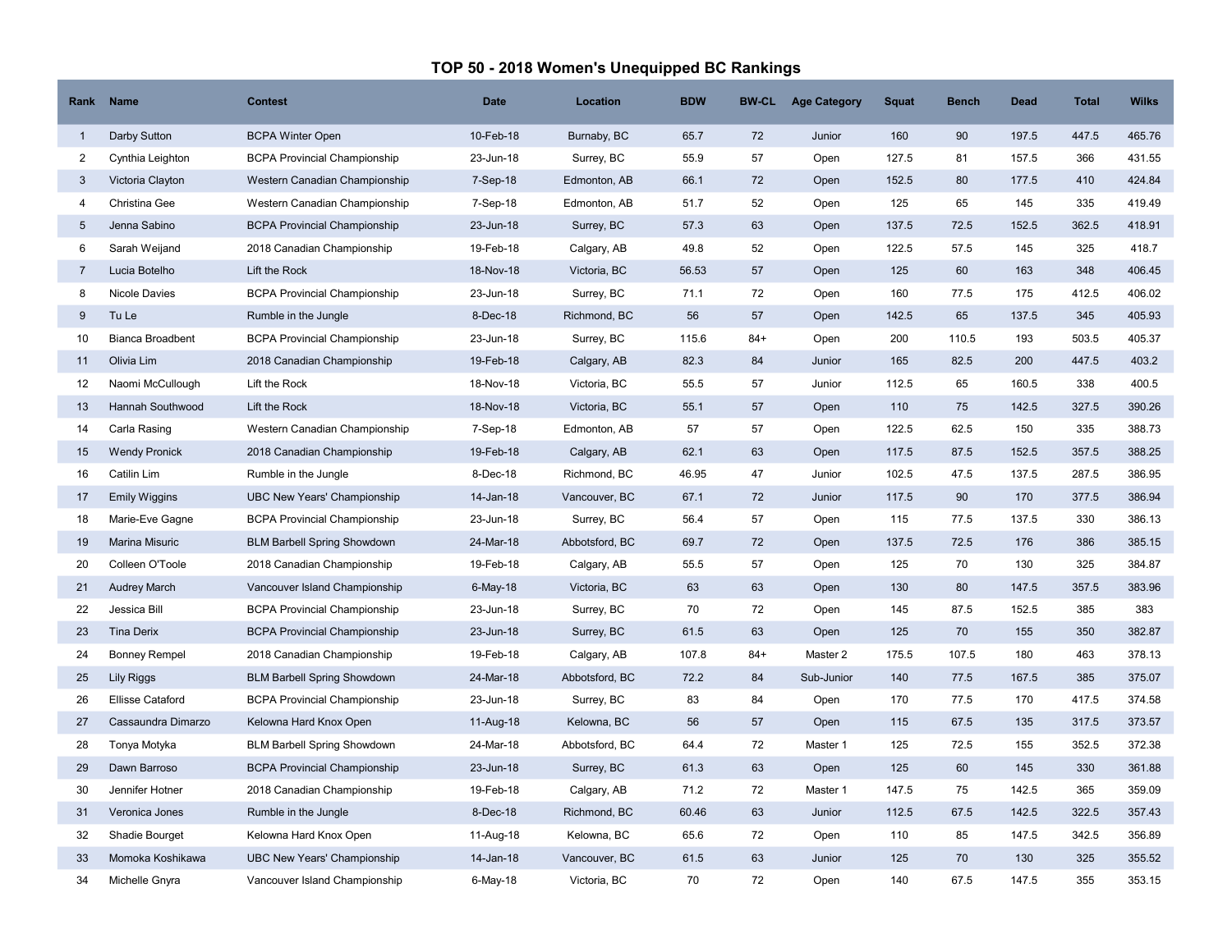# TOP 50 - 2018 Women's Unequipped BC Rankings

| Rank | Name | Contest | Date | Location | BDW | BW-CL | Age Category | Squat | Bench | Dead | Total | Wilks |
|---|---|---|---|---|---|---|---|---|---|---|---|---|
| 1 | Darby Sutton | BCPA Winter Open | 10-Feb-18 | Burnaby, BC | 65.7 | 72 | Junior | 160 | 90 | 197.5 | 447.5 | 465.76 |
| 2 | Cynthia Leighton | BCPA Provincial Championship | 23-Jun-18 | Surrey, BC | 55.9 | 57 | Open | 127.5 | 81 | 157.5 | 366 | 431.55 |
| 3 | Victoria Clayton | Western Canadian Championship | 7-Sep-18 | Edmonton, AB | 66.1 | 72 | Open | 152.5 | 80 | 177.5 | 410 | 424.84 |
| 4 | Christina Gee | Western Canadian Championship | 7-Sep-18 | Edmonton, AB | 51.7 | 52 | Open | 125 | 65 | 145 | 335 | 419.49 |
| 5 | Jenna Sabino | BCPA Provincial Championship | 23-Jun-18 | Surrey, BC | 57.3 | 63 | Open | 137.5 | 72.5 | 152.5 | 362.5 | 418.91 |
| 6 | Sarah Weijand | 2018 Canadian Championship | 19-Feb-18 | Calgary, AB | 49.8 | 52 | Open | 122.5 | 57.5 | 145 | 325 | 418.7 |
| 7 | Lucia Botelho | Lift the Rock | 18-Nov-18 | Victoria, BC | 56.53 | 57 | Open | 125 | 60 | 163 | 348 | 406.45 |
| 8 | Nicole Davies | BCPA Provincial Championship | 23-Jun-18 | Surrey, BC | 71.1 | 72 | Open | 160 | 77.5 | 175 | 412.5 | 406.02 |
| 9 | Tu Le | Rumble in the Jungle | 8-Dec-18 | Richmond, BC | 56 | 57 | Open | 142.5 | 65 | 137.5 | 345 | 405.93 |
| 10 | Bianca Broadbent | BCPA Provincial Championship | 23-Jun-18 | Surrey, BC | 115.6 | 84+ | Open | 200 | 110.5 | 193 | 503.5 | 405.37 |
| 11 | Olivia Lim | 2018 Canadian Championship | 19-Feb-18 | Calgary, AB | 82.3 | 84 | Junior | 165 | 82.5 | 200 | 447.5 | 403.2 |
| 12 | Naomi McCullough | Lift the Rock | 18-Nov-18 | Victoria, BC | 55.5 | 57 | Junior | 112.5 | 65 | 160.5 | 338 | 400.5 |
| 13 | Hannah Southwood | Lift the Rock | 18-Nov-18 | Victoria, BC | 55.1 | 57 | Open | 110 | 75 | 142.5 | 327.5 | 390.26 |
| 14 | Carla Rasing | Western Canadian Championship | 7-Sep-18 | Edmonton, AB | 57 | 57 | Open | 122.5 | 62.5 | 150 | 335 | 388.73 |
| 15 | Wendy Pronick | 2018 Canadian Championship | 19-Feb-18 | Calgary, AB | 62.1 | 63 | Open | 117.5 | 87.5 | 152.5 | 357.5 | 388.25 |
| 16 | Catilin Lim | Rumble in the Jungle | 8-Dec-18 | Richmond, BC | 46.95 | 47 | Junior | 102.5 | 47.5 | 137.5 | 287.5 | 386.95 |
| 17 | Emily Wiggins | UBC New Years' Championship | 14-Jan-18 | Vancouver, BC | 67.1 | 72 | Junior | 117.5 | 90 | 170 | 377.5 | 386.94 |
| 18 | Marie-Eve Gagne | BCPA Provincial Championship | 23-Jun-18 | Surrey, BC | 56.4 | 57 | Open | 115 | 77.5 | 137.5 | 330 | 386.13 |
| 19 | Marina Misuric | BLM Barbell Spring Showdown | 24-Mar-18 | Abbotsford, BC | 69.7 | 72 | Open | 137.5 | 72.5 | 176 | 386 | 385.15 |
| 20 | Colleen O'Toole | 2018 Canadian Championship | 19-Feb-18 | Calgary, AB | 55.5 | 57 | Open | 125 | 70 | 130 | 325 | 384.87 |
| 21 | Audrey March | Vancouver Island Championship | 6-May-18 | Victoria, BC | 63 | 63 | Open | 130 | 80 | 147.5 | 357.5 | 383.96 |
| 22 | Jessica Bill | BCPA Provincial Championship | 23-Jun-18 | Surrey, BC | 70 | 72 | Open | 145 | 87.5 | 152.5 | 385 | 383 |
| 23 | Tina Derix | BCPA Provincial Championship | 23-Jun-18 | Surrey, BC | 61.5 | 63 | Open | 125 | 70 | 155 | 350 | 382.87 |
| 24 | Bonney Rempel | 2018 Canadian Championship | 19-Feb-18 | Calgary, AB | 107.8 | 84+ | Master 2 | 175.5 | 107.5 | 180 | 463 | 378.13 |
| 25 | Lily Riggs | BLM Barbell Spring Showdown | 24-Mar-18 | Abbotsford, BC | 72.2 | 84 | Sub-Junior | 140 | 77.5 | 167.5 | 385 | 375.07 |
| 26 | Ellisse Cataford | BCPA Provincial Championship | 23-Jun-18 | Surrey, BC | 83 | 84 | Open | 170 | 77.5 | 170 | 417.5 | 374.58 |
| 27 | Cassaundra Dimarzo | Kelowna Hard Knox Open | 11-Aug-18 | Kelowna, BC | 56 | 57 | Open | 115 | 67.5 | 135 | 317.5 | 373.57 |
| 28 | Tonya Motyka | BLM Barbell Spring Showdown | 24-Mar-18 | Abbotsford, BC | 64.4 | 72 | Master 1 | 125 | 72.5 | 155 | 352.5 | 372.38 |
| 29 | Dawn Barroso | BCPA Provincial Championship | 23-Jun-18 | Surrey, BC | 61.3 | 63 | Open | 125 | 60 | 145 | 330 | 361.88 |
| 30 | Jennifer Hotner | 2018 Canadian Championship | 19-Feb-18 | Calgary, AB | 71.2 | 72 | Master 1 | 147.5 | 75 | 142.5 | 365 | 359.09 |
| 31 | Veronica Jones | Rumble in the Jungle | 8-Dec-18 | Richmond, BC | 60.46 | 63 | Junior | 112.5 | 67.5 | 142.5 | 322.5 | 357.43 |
| 32 | Shadie Bourget | Kelowna Hard Knox Open | 11-Aug-18 | Kelowna, BC | 65.6 | 72 | Open | 110 | 85 | 147.5 | 342.5 | 356.89 |
| 33 | Momoka Koshikawa | UBC New Years' Championship | 14-Jan-18 | Vancouver, BC | 61.5 | 63 | Junior | 125 | 70 | 130 | 325 | 355.52 |
| 34 | Michelle Gnyra | Vancouver Island Championship | 6-May-18 | Victoria, BC | 70 | 72 | Open | 140 | 67.5 | 147.5 | 355 | 353.15 |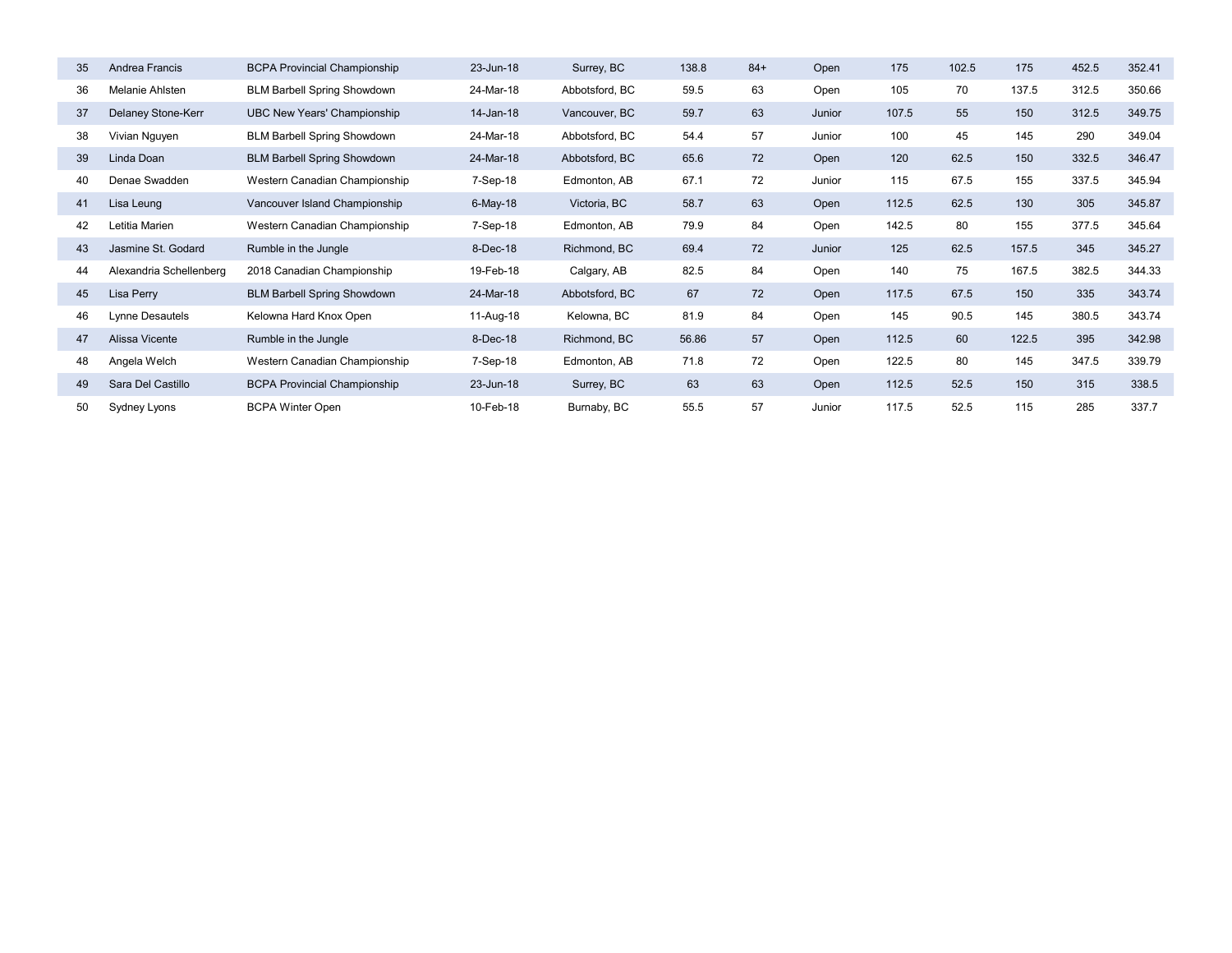| | | | | | | | | | | | | | |
|---|---|---|---|---|---|---|---|---|---|---|---|---|---|
| 35 | Andrea Francis | BCPA Provincial Championship | 23-Jun-18 | Surrey, BC | 138.8 | 84+ | Open | 175 | 102.5 | 175 | 452.5 | 352.41 |
| 36 | Melanie Ahlsten | BLM Barbell Spring Showdown | 24-Mar-18 | Abbotsford, BC | 59.5 | 63 | Open | 105 | 70 | 137.5 | 312.5 | 350.66 |
| 37 | Delaney Stone-Kerr | UBC New Years' Championship | 14-Jan-18 | Vancouver, BC | 59.7 | 63 | Junior | 107.5 | 55 | 150 | 312.5 | 349.75 |
| 38 | Vivian Nguyen | BLM Barbell Spring Showdown | 24-Mar-18 | Abbotsford, BC | 54.4 | 57 | Junior | 100 | 45 | 145 | 290 | 349.04 |
| 39 | Linda Doan | BLM Barbell Spring Showdown | 24-Mar-18 | Abbotsford, BC | 65.6 | 72 | Open | 120 | 62.5 | 150 | 332.5 | 346.47 |
| 40 | Denae Swadden | Western Canadian Championship | 7-Sep-18 | Edmonton, AB | 67.1 | 72 | Junior | 115 | 67.5 | 155 | 337.5 | 345.94 |
| 41 | Lisa Leung | Vancouver Island Championship | 6-May-18 | Victoria, BC | 58.7 | 63 | Open | 112.5 | 62.5 | 130 | 305 | 345.87 |
| 42 | Letitia Marien | Western Canadian Championship | 7-Sep-18 | Edmonton, AB | 79.9 | 84 | Open | 142.5 | 80 | 155 | 377.5 | 345.64 |
| 43 | Jasmine St. Godard | Rumble in the Jungle | 8-Dec-18 | Richmond, BC | 69.4 | 72 | Junior | 125 | 62.5 | 157.5 | 345 | 345.27 |
| 44 | Alexandria Schellenberg | 2018 Canadian Championship | 19-Feb-18 | Calgary, AB | 82.5 | 84 | Open | 140 | 75 | 167.5 | 382.5 | 344.33 |
| 45 | Lisa Perry | BLM Barbell Spring Showdown | 24-Mar-18 | Abbotsford, BC | 67 | 72 | Open | 117.5 | 67.5 | 150 | 335 | 343.74 |
| 46 | Lynne Desautels | Kelowna Hard Knox Open | 11-Aug-18 | Kelowna, BC | 81.9 | 84 | Open | 145 | 90.5 | 145 | 380.5 | 343.74 |
| 47 | Alissa Vicente | Rumble in the Jungle | 8-Dec-18 | Richmond, BC | 56.86 | 57 | Open | 112.5 | 60 | 122.5 | 395 | 342.98 |
| 48 | Angela Welch | Western Canadian Championship | 7-Sep-18 | Edmonton, AB | 71.8 | 72 | Open | 122.5 | 80 | 145 | 347.5 | 339.79 |
| 49 | Sara Del Castillo | BCPA Provincial Championship | 23-Jun-18 | Surrey, BC | 63 | 63 | Open | 112.5 | 52.5 | 150 | 315 | 338.5 |
| 50 | Sydney Lyons | BCPA Winter Open | 10-Feb-18 | Burnaby, BC | 55.5 | 57 | Junior | 117.5 | 52.5 | 115 | 285 | 337.7 |